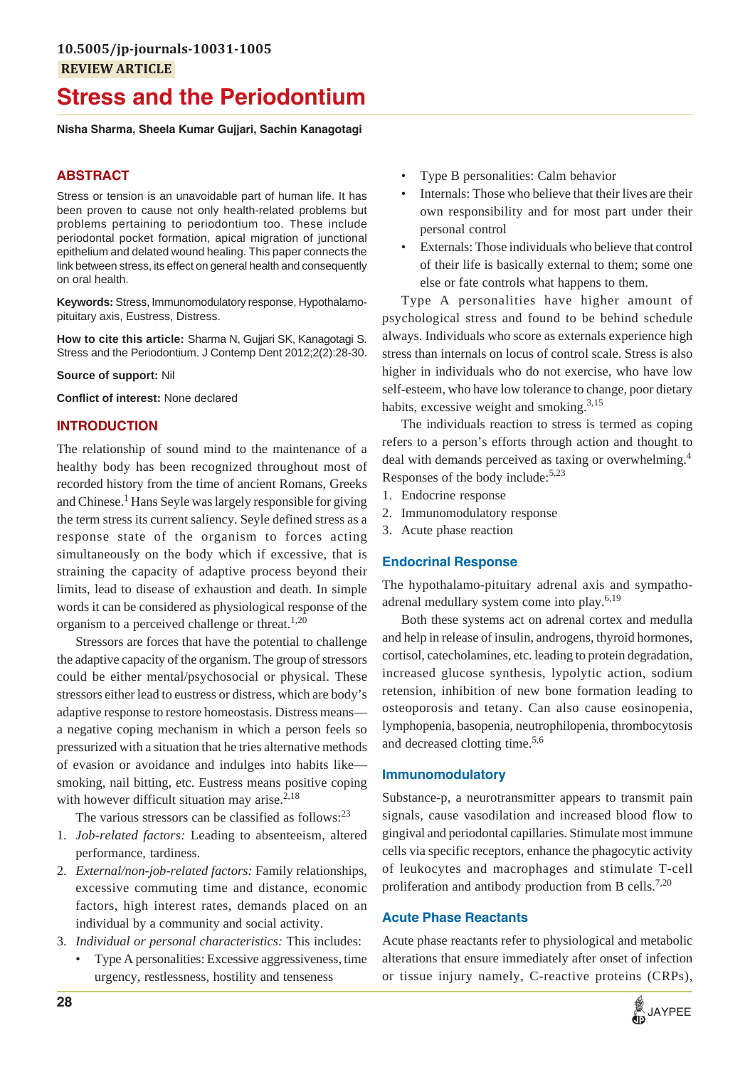10.5005/jp-journals-10031-1005

REVIEW ARTICLE

# Stress and the Periodontium

**Nisha Sharma, Sheela Kumar Gujjari, Sachin Kanagotagi**

## ABSTRACT

Stress or tension is an unavoidable part of human life. It has been proven to cause not only health-related problems but problems pertaining to periodontium too. These include periodontal pocket formation, apical migration of junctional epithelium and delated wound healing. This paper connects the link between stress, its effect on general health and consequently on oral health.

**Keywords:** Stress, Immunomodulatory response, Hypothalamo-pituitary axis, Eustress, Distress.

**How to cite this article:** Sharma N, Gujjari SK, Kanagotagi S. Stress and the Periodontium. J Contemp Dent 2012;2(2):28-30.

**Source of support:** Nil

**Conflict of interest:** None declared

## INTRODUCTION

The relationship of sound mind to the maintenance of a healthy body has been recognized throughout most of recorded history from the time of ancient Romans, Greeks and Chinese.[1] Hans Seyle was largely responsible for giving the term stress its current saliency. Seyle defined stress as a response state of the organism to forces acting simultaneously on the body which if excessive, that is straining the capacity of adaptive process beyond their limits, lead to disease of exhaustion and death. In simple words it can be considered as physiological response of the organism to a perceived challenge or threat.[1,20]

Stressors are forces that have the potential to challenge the adaptive capacity of the organism. The group of stressors could be either mental/psychosocial or physical. These stressors either lead to eustress or distress, which are body's adaptive response to restore homeostasis. Distress means—a negative coping mechanism in which a person feels so pressurized with a situation that he tries alternative methods of evasion or avoidance and indulges into habits like—smoking, nail bitting, etc. Eustress means positive coping with however difficult situation may arise.[2,18]

The various stressors can be classified as follows:[23]

1. *Job-related factors:* Leading to absenteeism, altered performance, tardiness.
2. *External/non-job-related factors:* Family relationships, excessive commuting time and distance, economic factors, high interest rates, demands placed on an individual by a community and social activity.
3. *Individual or personal characteristics:* This includes:
   - Type A personalities: Excessive aggressiveness, time urgency, restlessness, hostility and tenseness
   - Type B personalities: Calm behavior
   - Internals: Those who believe that their lives are their own responsibility and for most part under their personal control
   - Externals: Those individuals who believe that control of their life is basically external to them; some one else or fate controls what happens to them.

Type A personalities have higher amount of psychological stress and found to be behind schedule always. Individuals who score as externals experience high stress than internals on locus of control scale. Stress is also higher in individuals who do not exercise, who have low self-esteem, who have low tolerance to change, poor dietary habits, excessive weight and smoking.[3,15]

The individuals reaction to stress is termed as coping refers to a person's efforts through action and thought to deal with demands perceived as taxing or overwhelming.[4] Responses of the body include:[5,23]

1. Endocrine response
2. Immunomodulatory response
3. Acute phase reaction

### Endocrinal Response

The hypothalamo-pituitary adrenal axis and sympatho-adrenal medullary system come into play.[6,19]

Both these systems act on adrenal cortex and medulla and help in release of insulin, androgens, thyroid hormones, cortisol, catecholamines, etc. leading to protein degradation, increased glucose synthesis, lypolytic action, sodium retension, inhibition of new bone formation leading to osteoporosis and tetany. Can also cause eosinopenia, lymphopenia, basopenia, neutrophilopenia, thrombocytosis and decreased clotting time.[5,6]

### Immunomodulatory

Substance-p, a neurotransmitter appears to transmit pain signals, cause vasodilation and increased blood flow to gingival and periodontal capillaries. Stimulate most immune cells via specific receptors, enhance the phagocytic activity of leukocytes and macrophages and stimulate T-cell proliferation and antibody production from B cells.[7,20]

### Acute Phase Reactants

Acute phase reactants refer to physiological and metabolic alterations that ensure immediately after onset of infection or tissue injury namely, C-reactive proteins (CRPs),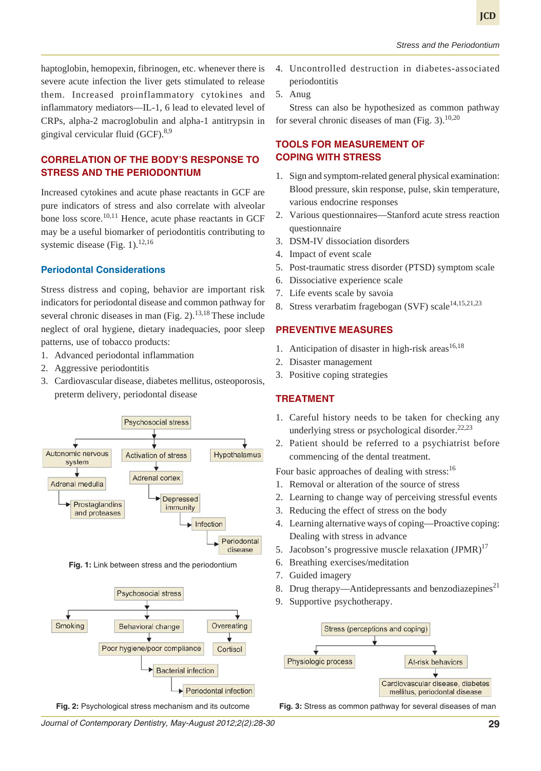haptoglobin, hemopexin, fibrinogen, etc. whenever there is severe acute infection the liver gets stimulated to release them. Increased proinflammatory cytokines and inflammatory mediators—IL-1, 6 lead to elevated level of CRPs, alpha-2 macroglobulin and alpha-1 antitrypsin in gingival cervicular fluid (GCF).[8,9]

## CORRELATION OF THE BODY'S RESPONSE TO STRESS AND THE PERIODONTIUM

Increased cytokines and acute phase reactants in GCF are pure indicators of stress and also correlate with alveolar bone loss score.[10,11] Hence, acute phase reactants in GCF may be a useful biomarker of periodontitis contributing to systemic disease (Fig. 1).[12,16]

### Periodontal Considerations

Stress distress and coping, behavior are important risk indicators for periodontal disease and common pathway for several chronic diseases in man (Fig. 2).[13,18] These include neglect of oral hygiene, dietary inadequacies, poor sleep patterns, use of tobacco products:

1. Advanced periodontal inflammation
2. Aggressive periodontitis
3. Cardiovascular disease, diabetes mellitus, osteoporosis, preterm delivery, periodontal disease

Psychosocial stress → Autonomic nervous system → Adrenal medulla → Prostaglandins and proteases
Psychosocial stress → Activation of stress → Adrenal cortex → Depressed immunity → Infection → Periodontal disease
Psychosocial stress → Hypothalamus

**Fig. 1:** Link between stress and the periodontium

Psychosocial stress → Smoking
Psychosocial stress → Behavioral change → Poor hygiene/poor compliance → Bacterial infection → Periodontal infection
Psychosocial stress → Overeating → Cortisol

**Fig. 2:** Psychological stress mechanism and its outcome

4. Uncontrolled destruction in diabetes-associated periodontitis
5. Anug

Stress can also be hypothesized as common pathway for several chronic diseases of man (Fig. 3).[10,20]

## TOOLS FOR MEASUREMENT OF COPING WITH STRESS

1. Sign and symptom-related general physical examination: Blood pressure, skin response, pulse, skin temperature, various endocrine responses
2. Various questionnaires—Stanford acute stress reaction questionnaire
3. DSM-IV dissociation disorders
4. Impact of event scale
5. Post-traumatic stress disorder (PTSD) symptom scale
6. Dissociative experience scale
7. Life events scale by savoia
8. Stress verarbatim fragebogan (SVF) scale[14,15,21,23]

## PREVENTIVE MEASURES

1. Anticipation of disaster in high-risk areas[16,18]
2. Disaster management
3. Positive coping strategies

## TREATMENT

1. Careful history needs to be taken for checking any underlying stress or psychological disorder.[22,23]
2. Patient should be referred to a psychiatrist before commencing of the dental treatment.

Four basic approaches of dealing with stress:[16]

1. Removal or alteration of the source of stress
2. Learning to change way of perceiving stressful events
3. Reducing the effect of stress on the body
4. Learning alternative ways of coping—Proactive coping: Dealing with stress in advance
5. Jacobson's progressive muscle relaxation (JPMR)[17]
6. Breathing exercises/meditation
7. Guided imagery
8. Drug therapy—Antidepressants and benzodiazepines[21]
9. Supportive psychotherapy.

Stress (perceptions and coping) → Physiologic process
Stress (perceptions and coping) → At-risk behaviors → Cardiovascular disease, diabetes mellitus, periodontal disease

**Fig. 3:** Stress as common pathway for several diseases of man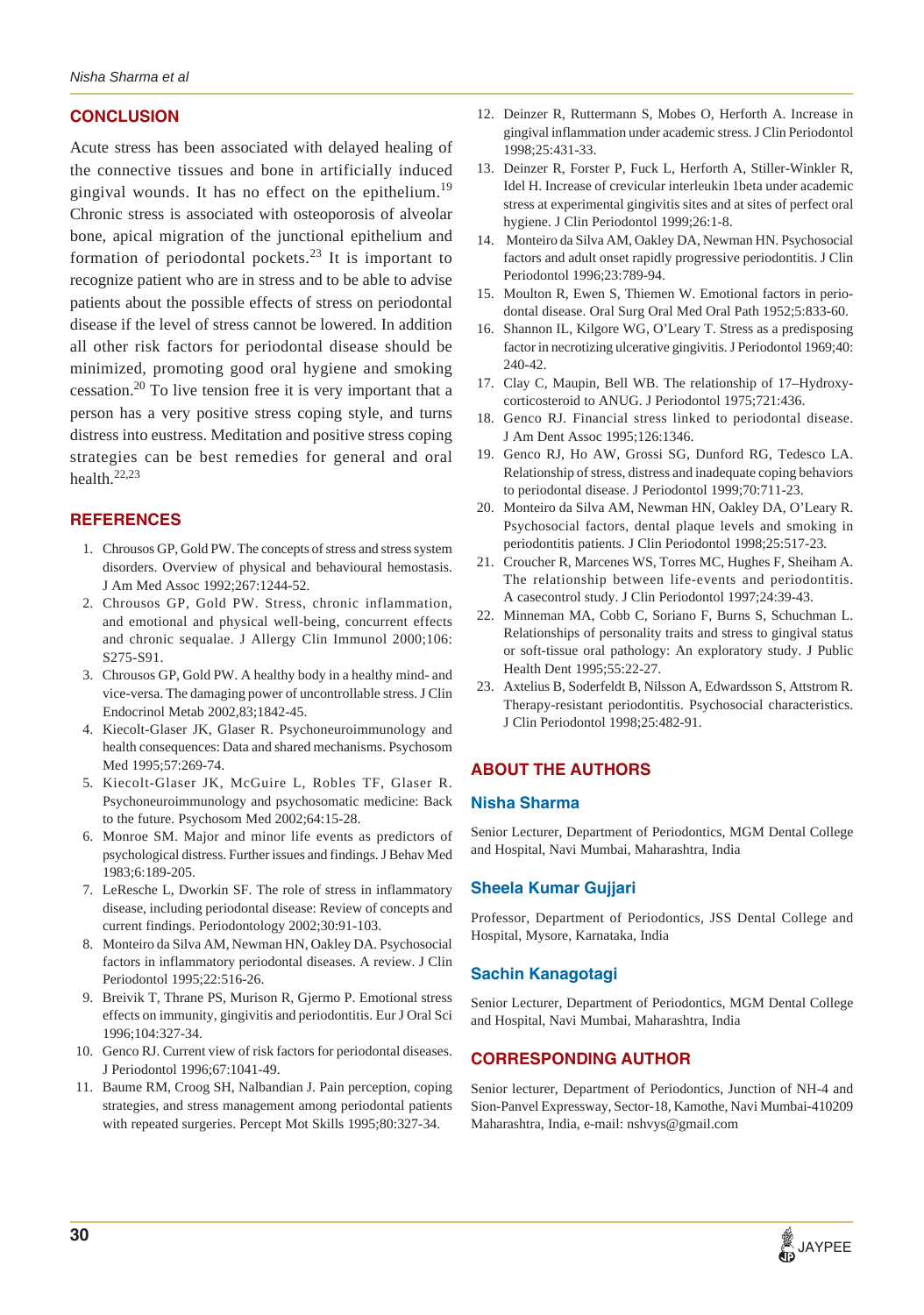## CONCLUSION

Acute stress has been associated with delayed healing of the connective tissues and bone in artificially induced gingival wounds. It has no effect on the epithelium.[19] Chronic stress is associated with osteoporosis of alveolar bone, apical migration of the junctional epithelium and formation of periodontal pockets.[23] It is important to recognize patient who are in stress and to be able to advise patients about the possible effects of stress on periodontal disease if the level of stress cannot be lowered. In addition all other risk factors for periodontal disease should be minimized, promoting good oral hygiene and smoking cessation.[20] To live tension free it is very important that a person has a very positive stress coping style, and turns distress into eustress. Meditation and positive stress coping strategies can be best remedies for general and oral health.[22,23]

## REFERENCES

1. Chrousos GP, Gold PW. The concepts of stress and stress system disorders. Overview of physical and behavioural hemostasis. J Am Med Assoc 1992;267:1244-52.
2. Chrousos GP, Gold PW. Stress, chronic inflammation, and emotional and physical well-being, concurrent effects and chronic sequalae. J Allergy Clin Immunol 2000;106: S275-S91.
3. Chrousos GP, Gold PW. A healthy body in a healthy mind- and vice-versa. The damaging power of uncontrollable stress. J Clin Endocrinol Metab 2002,83;1842-45.
4. Kiecolt-Glaser JK, Glaser R. Psychoneuroimmunology and health consequences: Data and shared mechanisms. Psychosom Med 1995;57:269-74.
5. Kiecolt-Glaser JK, McGuire L, Robles TF, Glaser R. Psychoneuroimmunology and psychosomatic medicine: Back to the future. Psychosom Med 2002;64:15-28.
6. Monroe SM. Major and minor life events as predictors of psychological distress. Further issues and findings. J Behav Med 1983;6:189-205.
7. LeResche L, Dworkin SF. The role of stress in inflammatory disease, including periodontal disease: Review of concepts and current findings. Periodontology 2002;30:91-103.
8. Monteiro da Silva AM, Newman HN, Oakley DA. Psychosocial factors in inflammatory periodontal diseases. A review. J Clin Periodontol 1995;22:516-26.
9. Breivik T, Thrane PS, Murison R, Gjermo P. Emotional stress effects on immunity, gingivitis and periodontitis. Eur J Oral Sci 1996;104:327-34.
10. Genco RJ. Current view of risk factors for periodontal diseases. J Periodontol 1996;67:1041-49.
11. Baume RM, Croog SH, Nalbandian J. Pain perception, coping strategies, and stress management among periodontal patients with repeated surgeries. Percept Mot Skills 1995;80:327-34.
12. Deinzer R, Ruttermann S, Mobes O, Herforth A. Increase in gingival inflammation under academic stress. J Clin Periodontol 1998;25:431-33.
13. Deinzer R, Forster P, Fuck L, Herforth A, Stiller-Winkler R, Idel H. Increase of crevicular interleukin 1beta under academic stress at experimental gingivitis sites and at sites of perfect oral hygiene. J Clin Periodontol 1999;26:1-8.
14. Monteiro da Silva AM, Oakley DA, Newman HN. Psychosocial factors and adult onset rapidly progressive periodontitis. J Clin Periodontol 1996;23:789-94.
15. Moulton R, Ewen S, Thiemen W. Emotional factors in periodontal disease. Oral Surg Oral Med Oral Path 1952;5:833-60.
16. Shannon IL, Kilgore WG, O'Leary T. Stress as a predisposing factor in necrotizing ulcerative gingivitis. J Periodontol 1969;40: 240-42.
17. Clay C, Maupin, Bell WB. The relationship of 17–Hydroxy-corticosteroid to ANUG. J Periodontol 1975;721:436.
18. Genco RJ. Financial stress linked to periodontal disease. J Am Dent Assoc 1995;126:1346.
19. Genco RJ, Ho AW, Grossi SG, Dunford RG, Tedesco LA. Relationship of stress, distress and inadequate coping behaviors to periodontal disease. J Periodontol 1999;70:711-23.
20. Monteiro da Silva AM, Newman HN, Oakley DA, O'Leary R. Psychosocial factors, dental plaque levels and smoking in periodontitis patients. J Clin Periodontol 1998;25:517-23.
21. Croucher R, Marcenes WS, Torres MC, Hughes F, Sheiham A. The relationship between life-events and periodontitis. A casecontrol study. J Clin Periodontol 1997;24:39-43.
22. Minneman MA, Cobb C, Soriano F, Burns S, Schuchman L. Relationships of personality traits and stress to gingival status or soft-tissue oral pathology: An exploratory study. J Public Health Dent 1995;55:22-27.
23. Axtelius B, Soderfeldt B, Nilsson A, Edwardsson S, Attstrom R. Therapy-resistant periodontitis. Psychosocial characteristics. J Clin Periodontol 1998;25:482-91.

## ABOUT THE AUTHORS

### Nisha Sharma

Senior Lecturer, Department of Periodontics, MGM Dental College and Hospital, Navi Mumbai, Maharashtra, India

### Sheela Kumar Gujjari

Professor, Department of Periodontics, JSS Dental College and Hospital, Mysore, Karnataka, India

### Sachin Kanagotagi

Senior Lecturer, Department of Periodontics, MGM Dental College and Hospital, Navi Mumbai, Maharashtra, India

## CORRESPONDING AUTHOR

Senior lecturer, Department of Periodontics, Junction of NH-4 and Sion-Panvel Expressway, Sector-18, Kamothe, Navi Mumbai-410209 Maharashtra, India, e-mail: nshvys@gmail.com